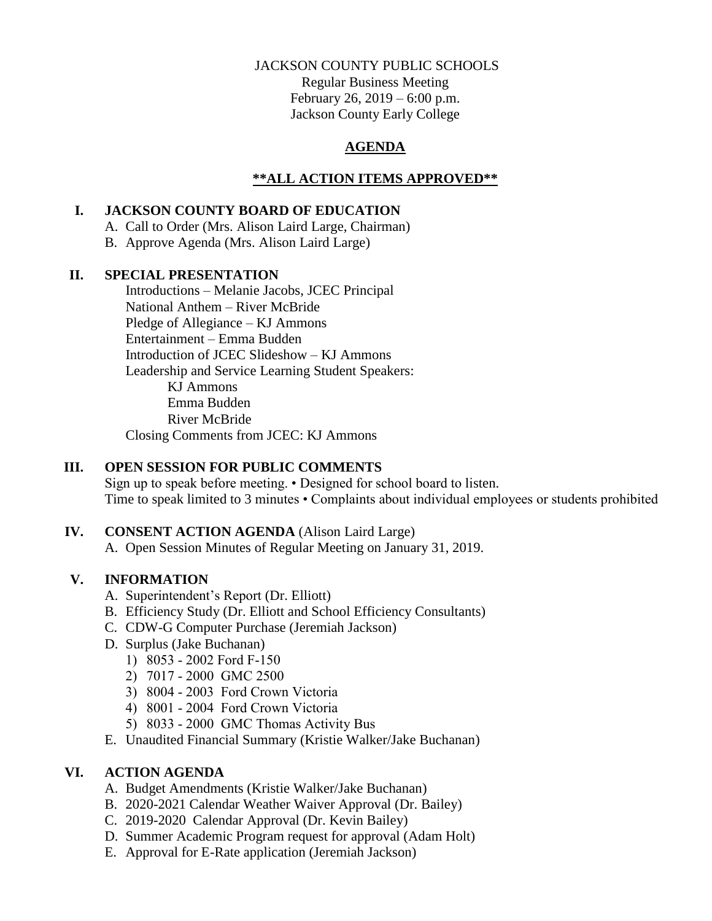JACKSON COUNTY PUBLIC SCHOOLS
Regular Business Meeting
February 26, 2019 – 6:00 p.m.
Jackson County Early College

# AGENDA

**\*\*ALL ACTION ITEMS APPROVED\*\***

## I. JACKSON COUNTY BOARD OF EDUCATION

A. Call to Order (Mrs. Alison Laird Large, Chairman)
B. Approve Agenda (Mrs. Alison Laird Large)

## II. SPECIAL PRESENTATION

Introductions – Melanie Jacobs, JCEC Principal
National Anthem – River McBride
Pledge of Allegiance – KJ Ammons
Entertainment – Emma Budden
Introduction of JCEC Slideshow – KJ Ammons
Leadership and Service Learning Student Speakers:
- KJ Ammons
- Emma Budden
- River McBride

Closing Comments from JCEC: KJ Ammons

## III. OPEN SESSION FOR PUBLIC COMMENTS

Sign up to speak before meeting. • Designed for school board to listen.
Time to speak limited to 3 minutes • Complaints about individual employees or students prohibited

## IV. CONSENT ACTION AGENDA (Alison Laird Large)

A. Open Session Minutes of Regular Meeting on January 31, 2019.

## V. INFORMATION

A. Superintendent's Report (Dr. Elliott)
B. Efficiency Study (Dr. Elliott and School Efficiency Consultants)
C. CDW-G Computer Purchase (Jeremiah Jackson)
D. Surplus (Jake Buchanan)
   1) 8053 - 2002 Ford F-150
   2) 7017 - 2000 GMC 2500
   3) 8004 - 2003 Ford Crown Victoria
   4) 8001 - 2004 Ford Crown Victoria
   5) 8033 - 2000 GMC Thomas Activity Bus
E. Unaudited Financial Summary (Kristie Walker/Jake Buchanan)

## VI. ACTION AGENDA

A. Budget Amendments (Kristie Walker/Jake Buchanan)
B. 2020-2021 Calendar Weather Waiver Approval (Dr. Bailey)
C. 2019-2020 Calendar Approval (Dr. Kevin Bailey)
D. Summer Academic Program request for approval (Adam Holt)
E. Approval for E-Rate application (Jeremiah Jackson)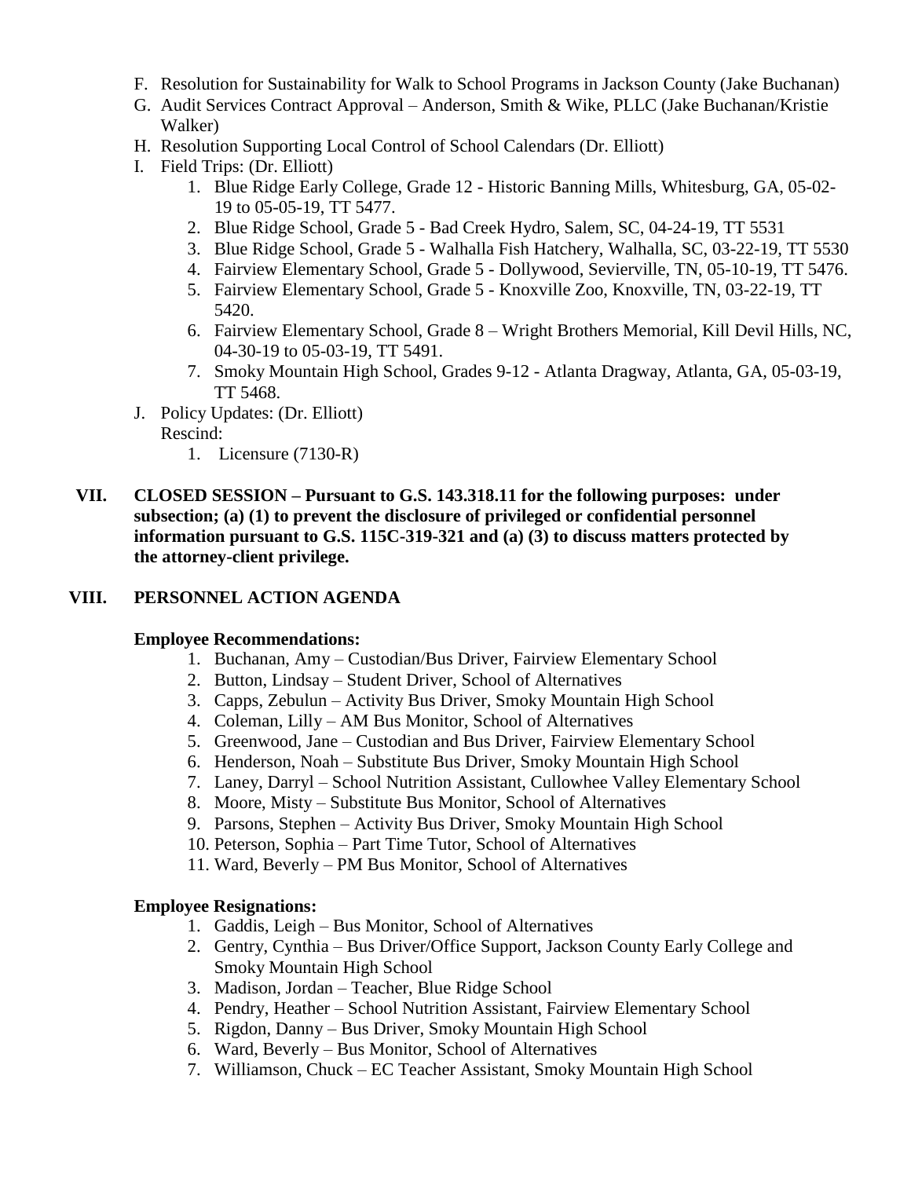F. Resolution for Sustainability for Walk to School Programs in Jackson County (Jake Buchanan)
G. Audit Services Contract Approval – Anderson, Smith & Wike, PLLC (Jake Buchanan/Kristie Walker)
H. Resolution Supporting Local Control of School Calendars (Dr. Elliott)
I. Field Trips: (Dr. Elliott)
   1. Blue Ridge Early College, Grade 12 - Historic Banning Mills, Whitesburg, GA, 05-02-19 to 05-05-19, TT 5477.
   2. Blue Ridge School, Grade 5 - Bad Creek Hydro, Salem, SC, 04-24-19, TT 5531
   3. Blue Ridge School, Grade 5 - Walhalla Fish Hatchery, Walhalla, SC, 03-22-19, TT 5530
   4. Fairview Elementary School, Grade 5 - Dollywood, Sevierville, TN, 05-10-19, TT 5476.
   5. Fairview Elementary School, Grade 5 - Knoxville Zoo, Knoxville, TN, 03-22-19, TT 5420.
   6. Fairview Elementary School, Grade 8 – Wright Brothers Memorial, Kill Devil Hills, NC, 04-30-19 to 05-03-19, TT 5491.
   7. Smoky Mountain High School, Grades 9-12 - Atlanta Dragway, Atlanta, GA, 05-03-19, TT 5468.
J. Policy Updates: (Dr. Elliott)
   Rescind:
   1. Licensure (7130-R)

**VII. CLOSED SESSION – Pursuant to G.S. 143.318.11 for the following purposes: under subsection; (a) (1) to prevent the disclosure of privileged or confidential personnel information pursuant to G.S. 115C-319-321 and (a) (3) to discuss matters protected by the attorney-client privilege.**

**VIII. PERSONNEL ACTION AGENDA**

**Employee Recommendations:**

1. Buchanan, Amy – Custodian/Bus Driver, Fairview Elementary School
2. Button, Lindsay – Student Driver, School of Alternatives
3. Capps, Zebulun – Activity Bus Driver, Smoky Mountain High School
4. Coleman, Lilly – AM Bus Monitor, School of Alternatives
5. Greenwood, Jane – Custodian and Bus Driver, Fairview Elementary School
6. Henderson, Noah – Substitute Bus Driver, Smoky Mountain High School
7. Laney, Darryl – School Nutrition Assistant, Cullowhee Valley Elementary School
8. Moore, Misty – Substitute Bus Monitor, School of Alternatives
9. Parsons, Stephen – Activity Bus Driver, Smoky Mountain High School
10. Peterson, Sophia – Part Time Tutor, School of Alternatives
11. Ward, Beverly – PM Bus Monitor, School of Alternatives

**Employee Resignations:**

1. Gaddis, Leigh – Bus Monitor, School of Alternatives
2. Gentry, Cynthia – Bus Driver/Office Support, Jackson County Early College and Smoky Mountain High School
3. Madison, Jordan – Teacher, Blue Ridge School
4. Pendry, Heather – School Nutrition Assistant, Fairview Elementary School
5. Rigdon, Danny – Bus Driver, Smoky Mountain High School
6. Ward, Beverly – Bus Monitor, School of Alternatives
7. Williamson, Chuck – EC Teacher Assistant, Smoky Mountain High School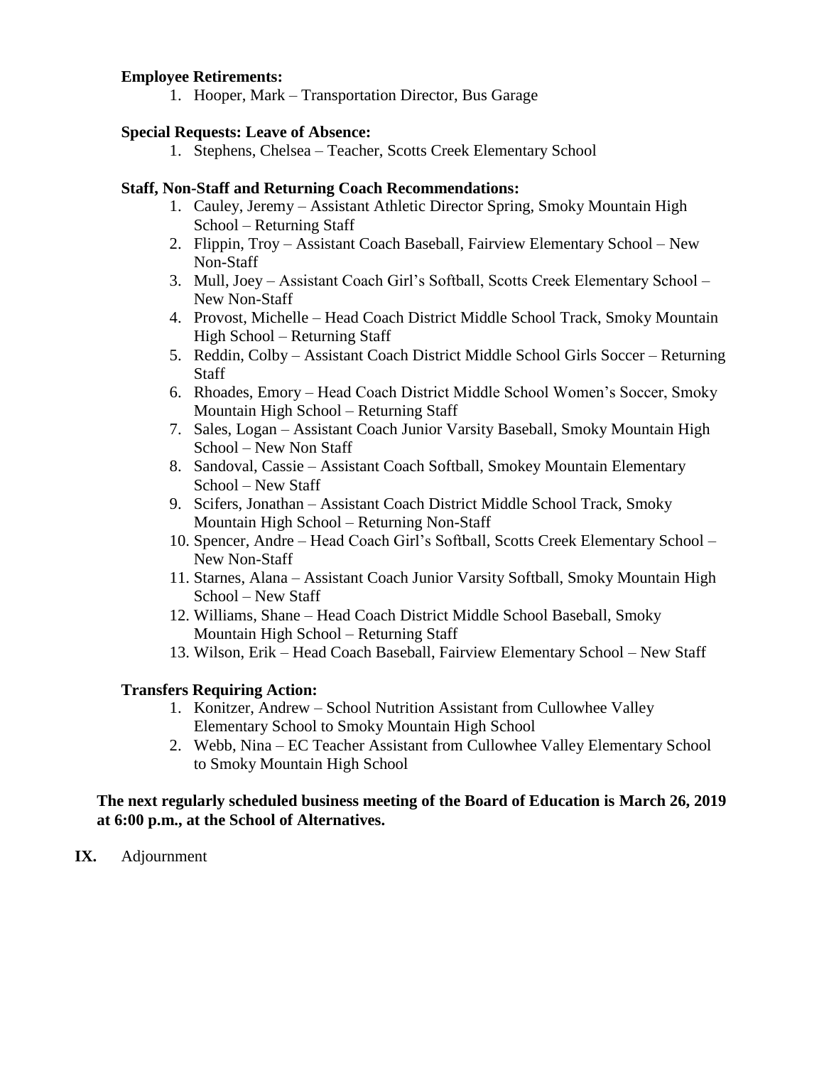**Employee Retirements:**

1. Hooper, Mark – Transportation Director, Bus Garage

**Special Requests: Leave of Absence:**

1. Stephens, Chelsea – Teacher, Scotts Creek Elementary School

**Staff, Non-Staff and Returning Coach Recommendations:**

1. Cauley, Jeremy – Assistant Athletic Director Spring, Smoky Mountain High School – Returning Staff
2. Flippin, Troy – Assistant Coach Baseball, Fairview Elementary School – New Non-Staff
3. Mull, Joey – Assistant Coach Girl's Softball, Scotts Creek Elementary School – New Non-Staff
4. Provost, Michelle – Head Coach District Middle School Track, Smoky Mountain High School – Returning Staff
5. Reddin, Colby – Assistant Coach District Middle School Girls Soccer – Returning Staff
6. Rhoades, Emory – Head Coach District Middle School Women's Soccer, Smoky Mountain High School – Returning Staff
7. Sales, Logan – Assistant Coach Junior Varsity Baseball, Smoky Mountain High School – New Non Staff
8. Sandoval, Cassie – Assistant Coach Softball, Smokey Mountain Elementary School – New Staff
9. Scifers, Jonathan – Assistant Coach District Middle School Track, Smoky Mountain High School – Returning Non-Staff
10. Spencer, Andre – Head Coach Girl's Softball, Scotts Creek Elementary School – New Non-Staff
11. Starnes, Alana – Assistant Coach Junior Varsity Softball, Smoky Mountain High School – New Staff
12. Williams, Shane – Head Coach District Middle School Baseball, Smoky Mountain High School – Returning Staff
13. Wilson, Erik – Head Coach Baseball, Fairview Elementary School – New Staff

**Transfers Requiring Action:**

1. Konitzer, Andrew – School Nutrition Assistant from Cullowhee Valley Elementary School to Smoky Mountain High School
2. Webb, Nina – EC Teacher Assistant from Cullowhee Valley Elementary School to Smoky Mountain High School

**The next regularly scheduled business meeting of the Board of Education is March 26, 2019 at 6:00 p.m., at the School of Alternatives.**

**IX.** Adjournment